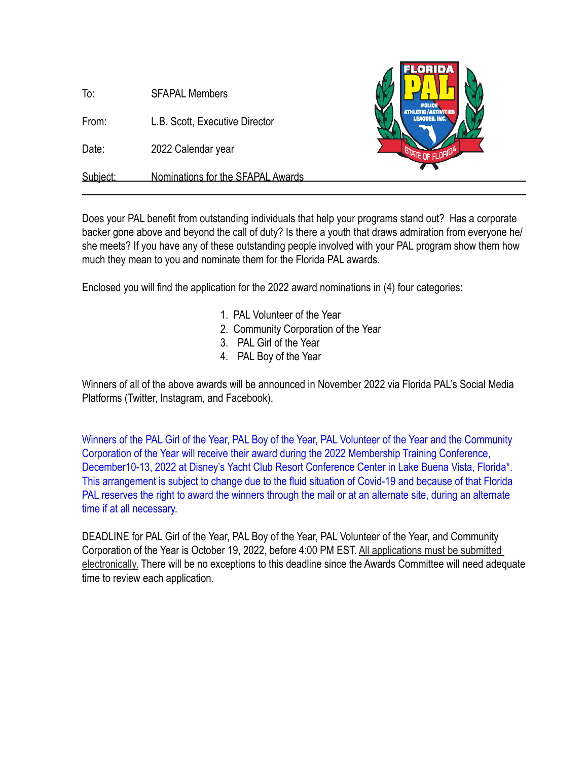To: SFAPAL Members

From: L.B. Scott, Executive Director

Date: 2022 Calendar year

Subject: Nominations for the SFAPAL Awards

---

Does your PAL benefit from outstanding individuals that help your programs stand out? Has a corporate backer gone above and beyond the call of duty? Is there a youth that draws admiration from everyone he/she meets? If you have any of these outstanding people involved with your PAL program show them how much they mean to you and nominate them for the Florida PAL awards.

Enclosed you will find the application for the 2022 award nominations in (4) four categories:

1. PAL Volunteer of the Year
2. Community Corporation of the Year
3. PAL Girl of the Year
4. PAL Boy of the Year

Winners of all of the above awards will be announced in November 2022 via Florida PAL's Social Media Platforms (Twitter, Instagram, and Facebook).

Winners of the PAL Girl of the Year, PAL Boy of the Year, PAL Volunteer of the Year and the Community Corporation of the Year will receive their award during the 2022 Membership Training Conference, December10-13, 2022 at Disney's Yacht Club Resort Conference Center in Lake Buena Vista, Florida*. This arrangement is subject to change due to the fluid situation of Covid-19 and because of that Florida PAL reserves the right to award the winners through the mail or at an alternate site, during an alternate time if at all necessary.

DEADLINE for PAL Girl of the Year, PAL Boy of the Year, PAL Volunteer of the Year, and Community Corporation of the Year is October 19, 2022, before 4:00 PM EST. All applications must be submitted electronically. There will be no exceptions to this deadline since the Awards Committee will need adequate time to review each application.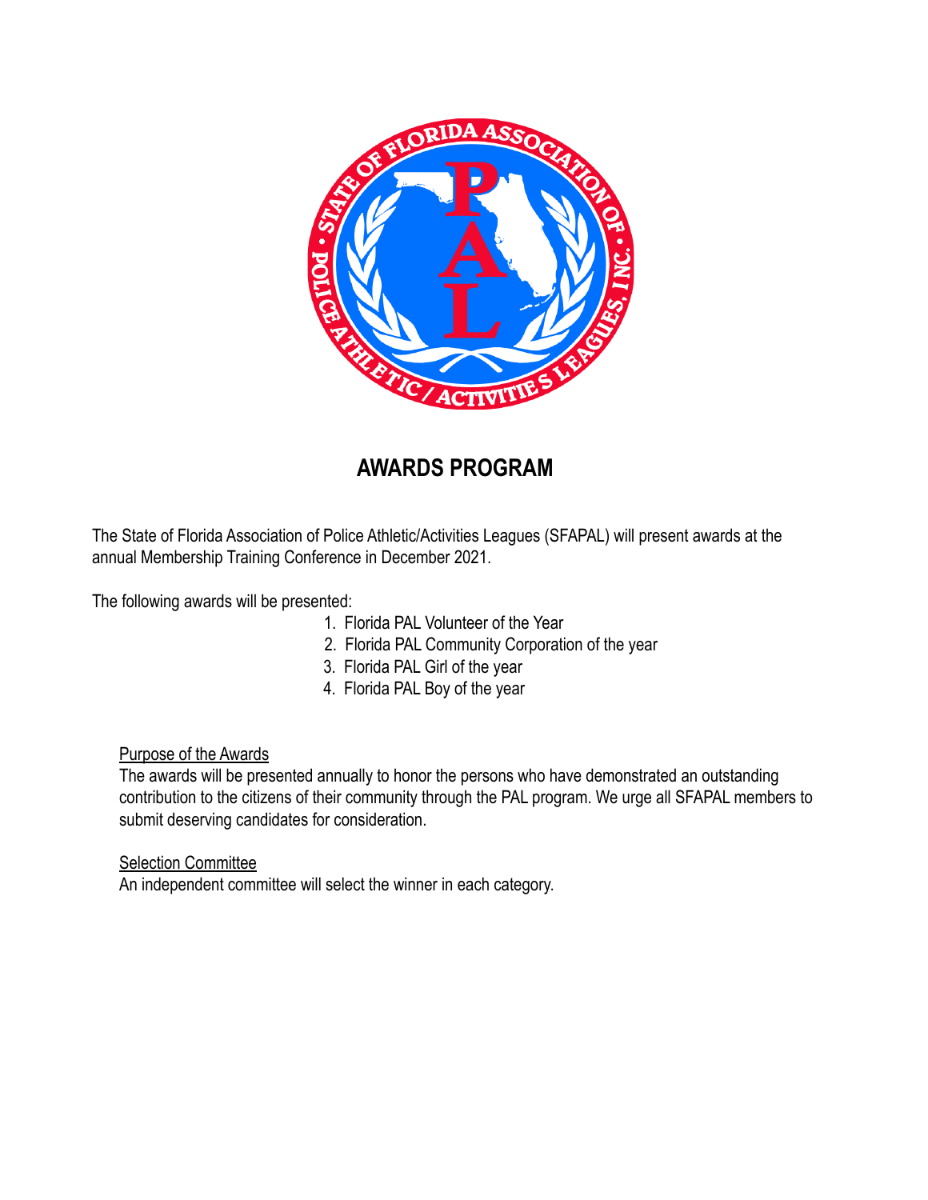## AWARDS PROGRAM

The State of Florida Association of Police Athletic/Activities Leagues (SFAPAL) will present awards at the annual Membership Training Conference in December 2021.

The following awards will be presented:

1. Florida PAL Volunteer of the Year
2. Florida PAL Community Corporation of the year
3. Florida PAL Girl of the year
4. Florida PAL Boy of the year

Purpose of the Awards

The awards will be presented annually to honor the persons who have demonstrated an outstanding contribution to the citizens of their community through the PAL program. We urge all SFAPAL members to submit deserving candidates for consideration.

Selection Committee

An independent committee will select the winner in each category.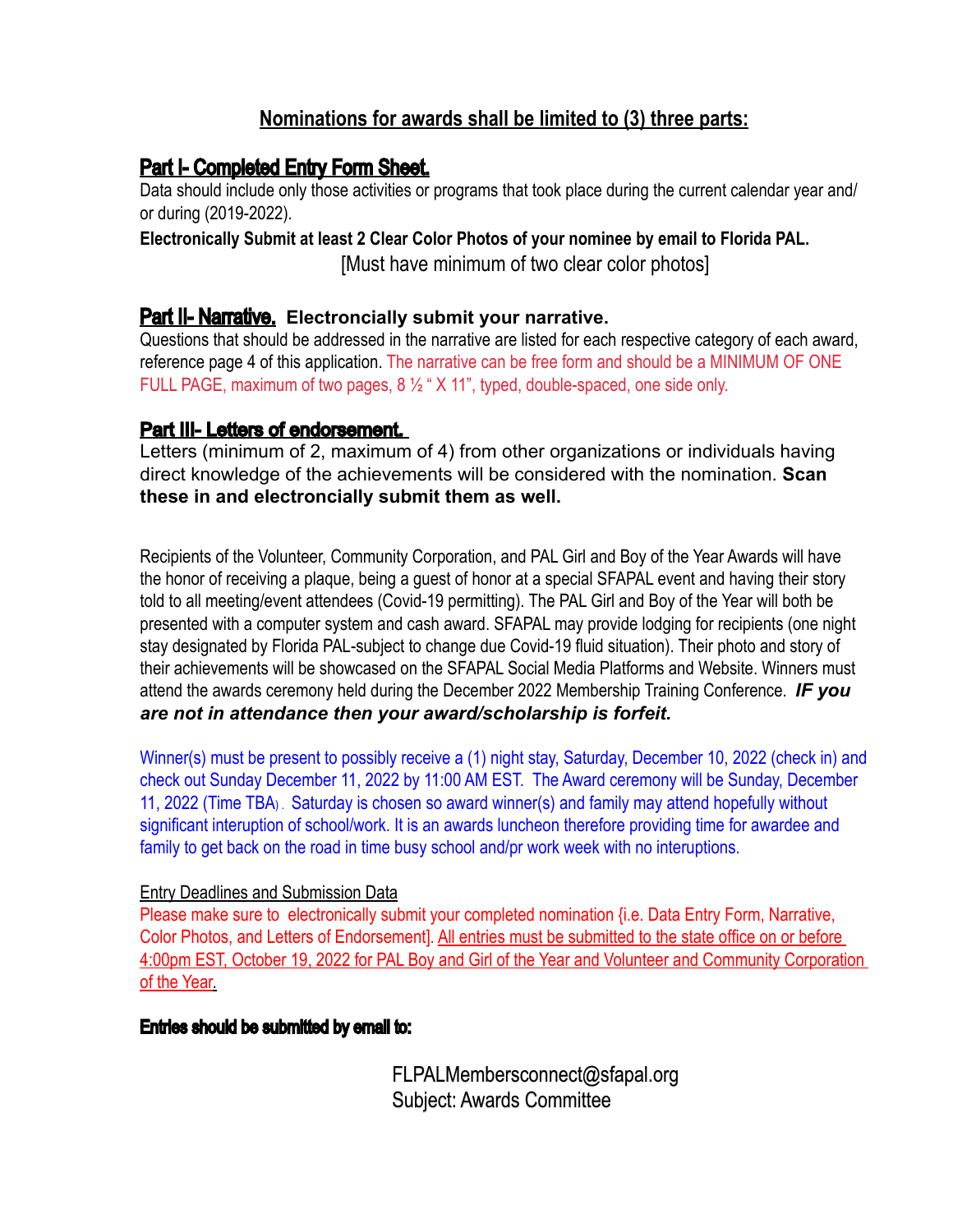## Nominations for awards shall be limited to (3) three parts:

### Part I- Completed Entry Form Sheet.

Data should include only those activities or programs that took place during the current calendar year and/ or during (2019-2022).

**Electronically Submit at least 2 Clear Color Photos of your nominee by email to Florida PAL.**

[Must have minimum of two clear color photos]

### Part II- Narrative. **Electroncially submit your narrative.**

Questions that should be addressed in the narrative are listed for each respective category of each award, reference page 4 of this application. The narrative can be free form and should be a MINIMUM OF ONE FULL PAGE, maximum of two pages, 8 ½ " X 11", typed, double-spaced, one side only.

### Part III- Letters of endorsement.

Letters (minimum of 2, maximum of 4) from other organizations or individuals having direct knowledge of the achievements will be considered with the nomination. **Scan these in and electroncially submit them as well.**

Recipients of the Volunteer, Community Corporation, and PAL Girl and Boy of the Year Awards will have the honor of receiving a plaque, being a guest of honor at a special SFAPAL event and having their story told to all meeting/event attendees (Covid-19 permitting). The PAL Girl and Boy of the Year will both be presented with a computer system and cash award. SFAPAL may provide lodging for recipients (one night stay designated by Florida PAL-subject to change due Covid-19 fluid situation). Their photo and story of their achievements will be showcased on the SFAPAL Social Media Platforms and Website. Winners must attend the awards ceremony held during the December 2022 Membership Training Conference. ***IF you are not in attendance then your award/scholarship is forfeit.***

Winner(s) must be present to possibly receive a (1) night stay, Saturday, December 10, 2022 (check in) and check out Sunday December 11, 2022 by 11:00 AM EST. The Award ceremony will be Sunday, December 11, 2022 (Time TBA). Saturday is chosen so award winner(s) and family may attend hopefully without significant interuption of school/work. It is an awards luncheon therefore providing time for awardee and family to get back on the road in time busy school and/pr work week with no interuptions.

Entry Deadlines and Submission Data

Please make sure to electronically submit your completed nomination {i.e. Data Entry Form, Narrative, Color Photos, and Letters of Endorsement]. All entries must be submitted to the state office on or before 4:00pm EST, October 19, 2022 for PAL Boy and Girl of the Year and Volunteer and Community Corporation of the Year.

**Entries should be submitted by email to:**

FLPALMembersconnect@sfapal.org
Subject: Awards Committee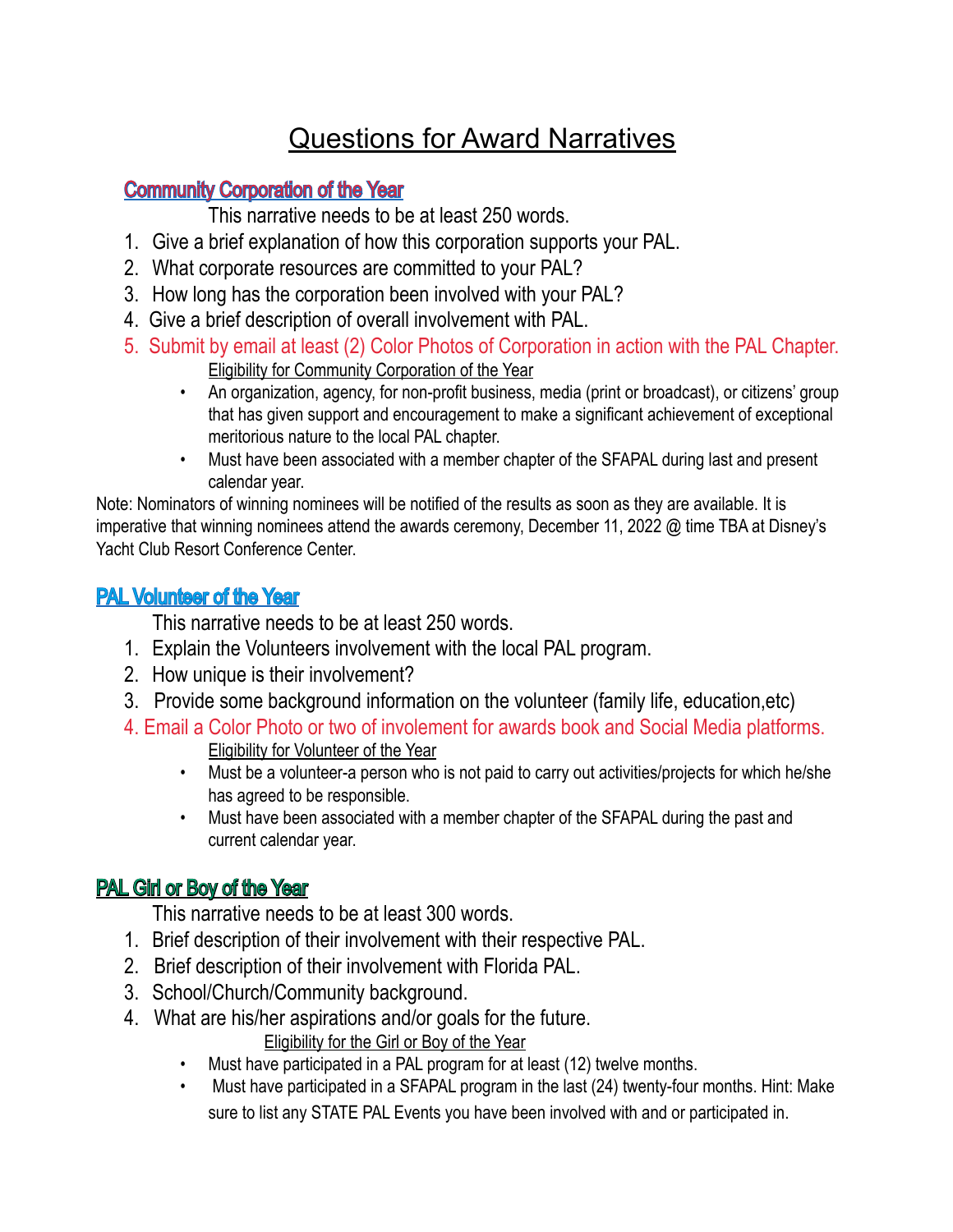# Questions for Award Narratives

## Community Corporation of the Year

This narrative needs to be at least 250 words.

1. Give a brief explanation of how this corporation supports your PAL.
2. What corporate resources are committed to your PAL?
3. How long has the corporation been involved with your PAL?
4. Give a brief description of overall involvement with PAL.
5. Submit by email at least (2) Color Photos of Corporation in action with the PAL Chapter.

Eligibility for Community Corporation of the Year

- An organization, agency, for non-profit business, media (print or broadcast), or citizens' group that has given support and encouragement to make a significant achievement of exceptional meritorious nature to the local PAL chapter.
- Must have been associated with a member chapter of the SFAPAL during last and present calendar year.

Note: Nominators of winning nominees will be notified of the results as soon as they are available. It is imperative that winning nominees attend the awards ceremony, December 11, 2022 @ time TBA at Disney's Yacht Club Resort Conference Center.

## PAL Volunteer of the Year

This narrative needs to be at least 250 words.

1. Explain the Volunteers involvement with the local PAL program.
2. How unique is their involvement?
3. Provide some background information on the volunteer (family life, education,etc)
4. Email a Color Photo or two of involement for awards book and Social Media platforms.

Eligibility for Volunteer of the Year

- Must be a volunteer-a person who is not paid to carry out activities/projects for which he/she has agreed to be responsible.
- Must have been associated with a member chapter of the SFAPAL during the past and current calendar year.

## PAL Girl or Boy of the Year

This narrative needs to be at least 300 words.

1. Brief description of their involvement with their respective PAL.
2. Brief description of their involvement with Florida PAL.
3. School/Church/Community background.
4. What are his/her aspirations and/or goals for the future.

Eligibility for the Girl or Boy of the Year

- Must have participated in a PAL program for at least (12) twelve months.
- Must have participated in a SFAPAL program in the last (24) twenty-four months. Hint: Make sure to list any STATE PAL Events you have been involved with and or participated in.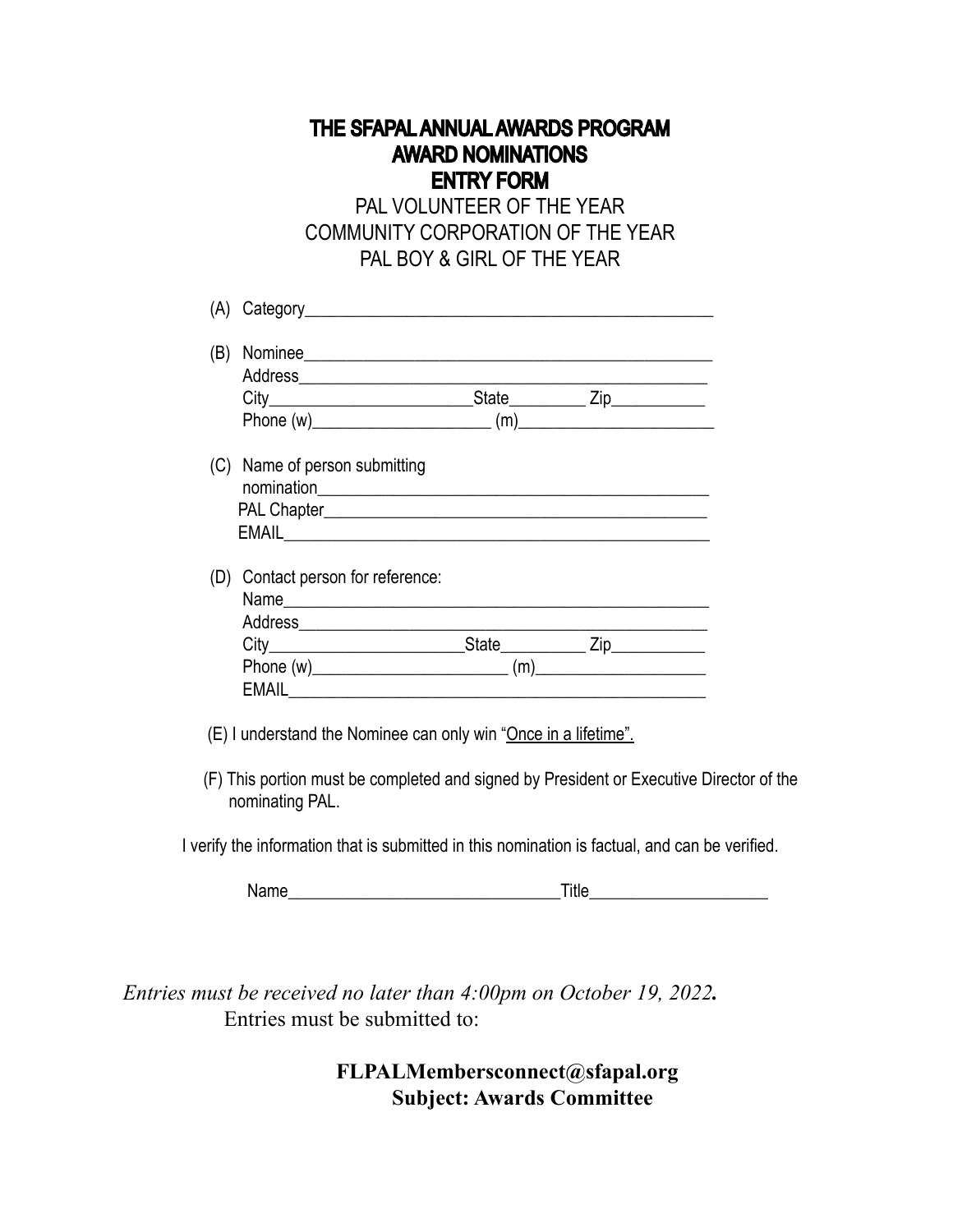# THE SFAPAL ANNUAL AWARDS PROGRAM
## AWARD NOMINATIONS
## ENTRY FORM

PAL VOLUNTEER OF THE YEAR
COMMUNITY CORPORATION OF THE YEAR
PAL BOY & GIRL OF THE YEAR

(A) Category_______________________________________________

(B) Nominee_______________________________________________
Address_______________________________________________
City_______________________State_________ Zip___________
Phone (w)_____________________ (m)_______________________

(C) Name of person submitting
nomination_______________________________________________
PAL Chapter_______________________________________________
EMAIL_______________________________________________

(D) Contact person for reference:
Name_______________________________________________
Address_______________________________________________
City_______________________State__________ Zip___________
Phone (w)_______________________ (m)____________________
EMAIL_______________________________________________

(E) I understand the Nominee can only win "Once in a lifetime".

(F) This portion must be completed and signed by President or Executive Director of the nominating PAL.

I verify the information that is submitted in this nomination is factual, and can be verified.

Name________________________________Title_____________________

*Entries must be received no later than 4:00pm on October 19, 2022***.**
Entries must be submitted to:

**FLPALMembersconnect@sfapal.org**
**Subject: Awards Committee**